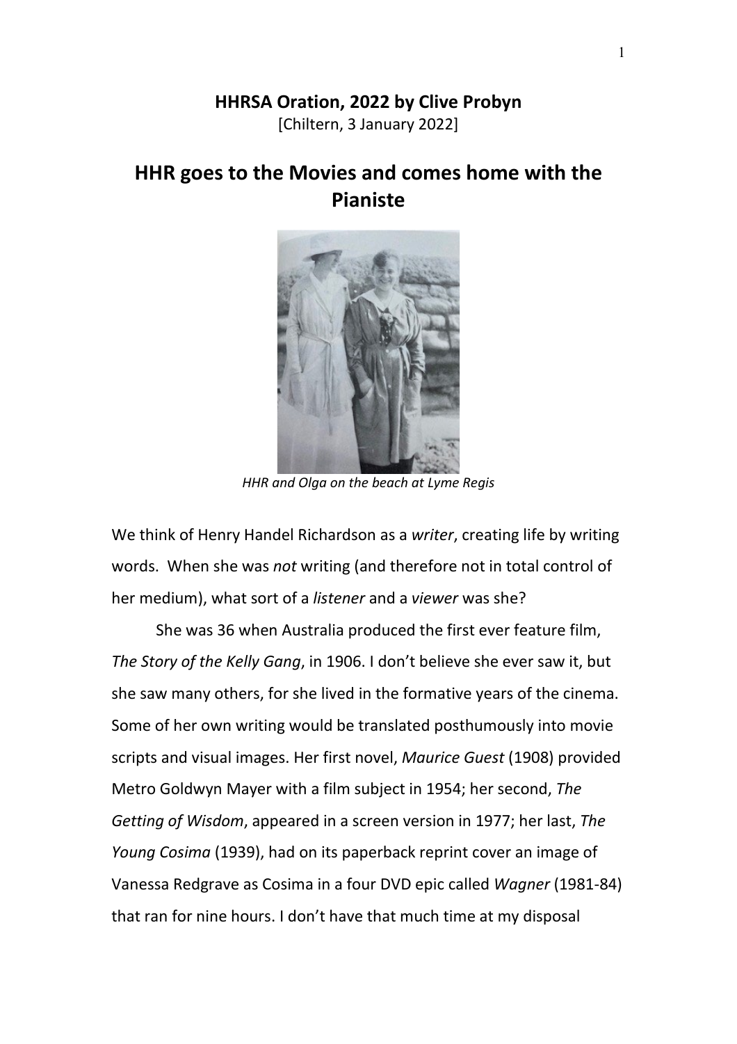**HHRSA Oration, 2022 by Clive Probyn**

[Chiltern, 3 January 2022]

# HHR goes to the Movies and comes home with the Pianiste

*HHR and Olga on the beach at Lyme Regis*

We think of Henry Handel Richardson as a *writer*, creating life by writing words. When she was *not* writing (and therefore not in total control of her medium), what sort of a *listener* and a *viewer* was she?

She was 36 when Australia produced the first ever feature film, *The Story of the Kelly Gang*, in 1906. I don't believe she ever saw it, but she saw many others, for she lived in the formative years of the cinema. Some of her own writing would be translated posthumously into movie scripts and visual images. Her first novel, *Maurice Guest* (1908) provided Metro Goldwyn Mayer with a film subject in 1954; her second, *The Getting of Wisdom*, appeared in a screen version in 1977; her last, *The Young Cosima* (1939), had on its paperback reprint cover an image of Vanessa Redgrave as Cosima in a four DVD epic called *Wagner* (1981-84) that ran for nine hours. I don't have that much time at my disposal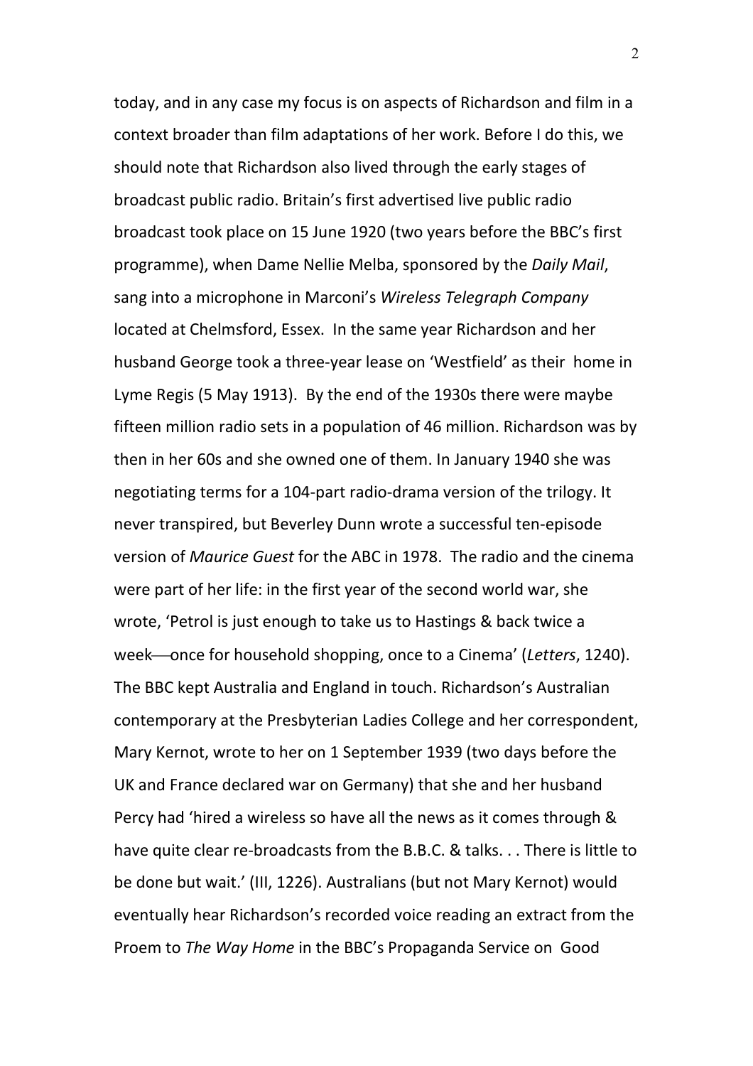today, and in any case my focus is on aspects of Richardson and film in a context broader than film adaptations of her work. Before I do this, we should note that Richardson also lived through the early stages of broadcast public radio. Britain's first advertised live public radio broadcast took place on 15 June 1920 (two years before the BBC's first programme), when Dame Nellie Melba, sponsored by the *Daily Mail*, sang into a microphone in Marconi's *Wireless Telegraph Company* located at Chelmsford, Essex. In the same year Richardson and her husband George took a three-year lease on 'Westfield' as their home in Lyme Regis (5 May 1913). By the end of the 1930s there were maybe fifteen million radio sets in a population of 46 million. Richardson was by then in her 60s and she owned one of them. In January 1940 she was negotiating terms for a 104-part radio-drama version of the trilogy. It never transpired, but Beverley Dunn wrote a successful ten-episode version of *Maurice Guest* for the ABC in 1978. The radio and the cinema were part of her life: in the first year of the second world war, she wrote, 'Petrol is just enough to take us to Hastings & back twice a week—once for household shopping, once to a Cinema' (*Letters*, 1240). The BBC kept Australia and England in touch. Richardson's Australian contemporary at the Presbyterian Ladies College and her correspondent, Mary Kernot, wrote to her on 1 September 1939 (two days before the UK and France declared war on Germany) that she and her husband Percy had 'hired a wireless so have all the news as it comes through & have quite clear re-broadcasts from the B.B.C. & talks. . . There is little to be done but wait.' (III, 1226). Australians (but not Mary Kernot) would eventually hear Richardson's recorded voice reading an extract from the Proem to *The Way Home* in the BBC's Propaganda Service on Good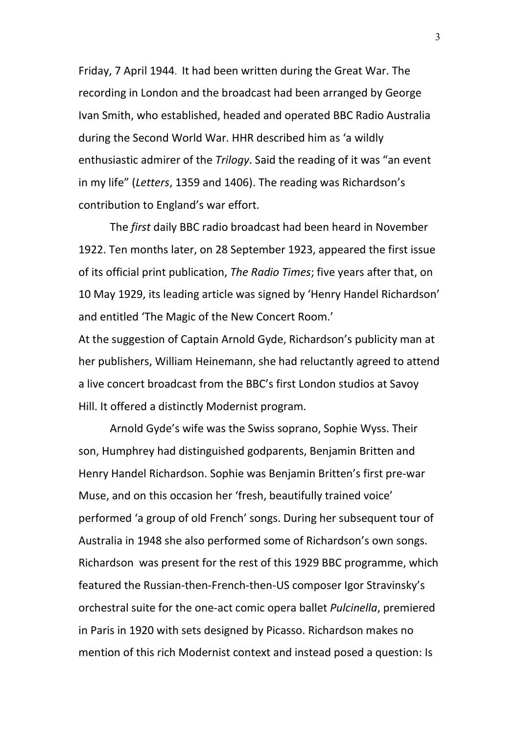Friday, 7 April 1944. It had been written during the Great War. The recording in London and the broadcast had been arranged by George Ivan Smith, who established, headed and operated BBC Radio Australia during the Second World War. HHR described him as 'a wildly enthusiastic admirer of the *Trilogy*. Said the reading of it was "an event in my life" (*Letters*, 1359 and 1406). The reading was Richardson's contribution to England's war effort.

The *first* daily BBC radio broadcast had been heard in November 1922. Ten months later, on 28 September 1923, appeared the first issue of its official print publication, *The Radio Times*; five years after that, on 10 May 1929, its leading article was signed by 'Henry Handel Richardson' and entitled 'The Magic of the New Concert Room.'

At the suggestion of Captain Arnold Gyde, Richardson's publicity man at her publishers, William Heinemann, she had reluctantly agreed to attend a live concert broadcast from the BBC's first London studios at Savoy Hill. It offered a distinctly Modernist program.

Arnold Gyde's wife was the Swiss soprano, Sophie Wyss. Their son, Humphrey had distinguished godparents, Benjamin Britten and Henry Handel Richardson. Sophie was Benjamin Britten's first pre-war Muse, and on this occasion her 'fresh, beautifully trained voice' performed 'a group of old French' songs. During her subsequent tour of Australia in 1948 she also performed some of Richardson's own songs. Richardson was present for the rest of this 1929 BBC programme, which featured the Russian-then-French-then-US composer Igor Stravinsky's orchestral suite for the one-act comic opera ballet *Pulcinella*, premiered in Paris in 1920 with sets designed by Picasso. Richardson makes no mention of this rich Modernist context and instead posed a question: Is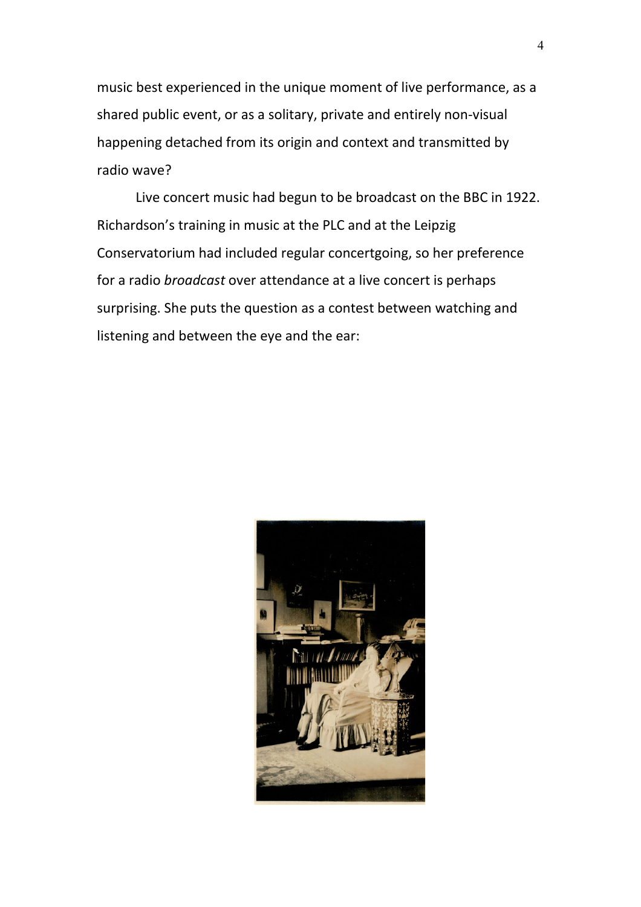music best experienced in the unique moment of live performance, as a shared public event, or as a solitary, private and entirely non-visual happening detached from its origin and context and transmitted by radio wave?

Live concert music had begun to be broadcast on the BBC in 1922. Richardson's training in music at the PLC and at the Leipzig Conservatorium had included regular concertgoing, so her preference for a radio *broadcast* over attendance at a live concert is perhaps surprising. She puts the question as a contest between watching and listening and between the eye and the ear: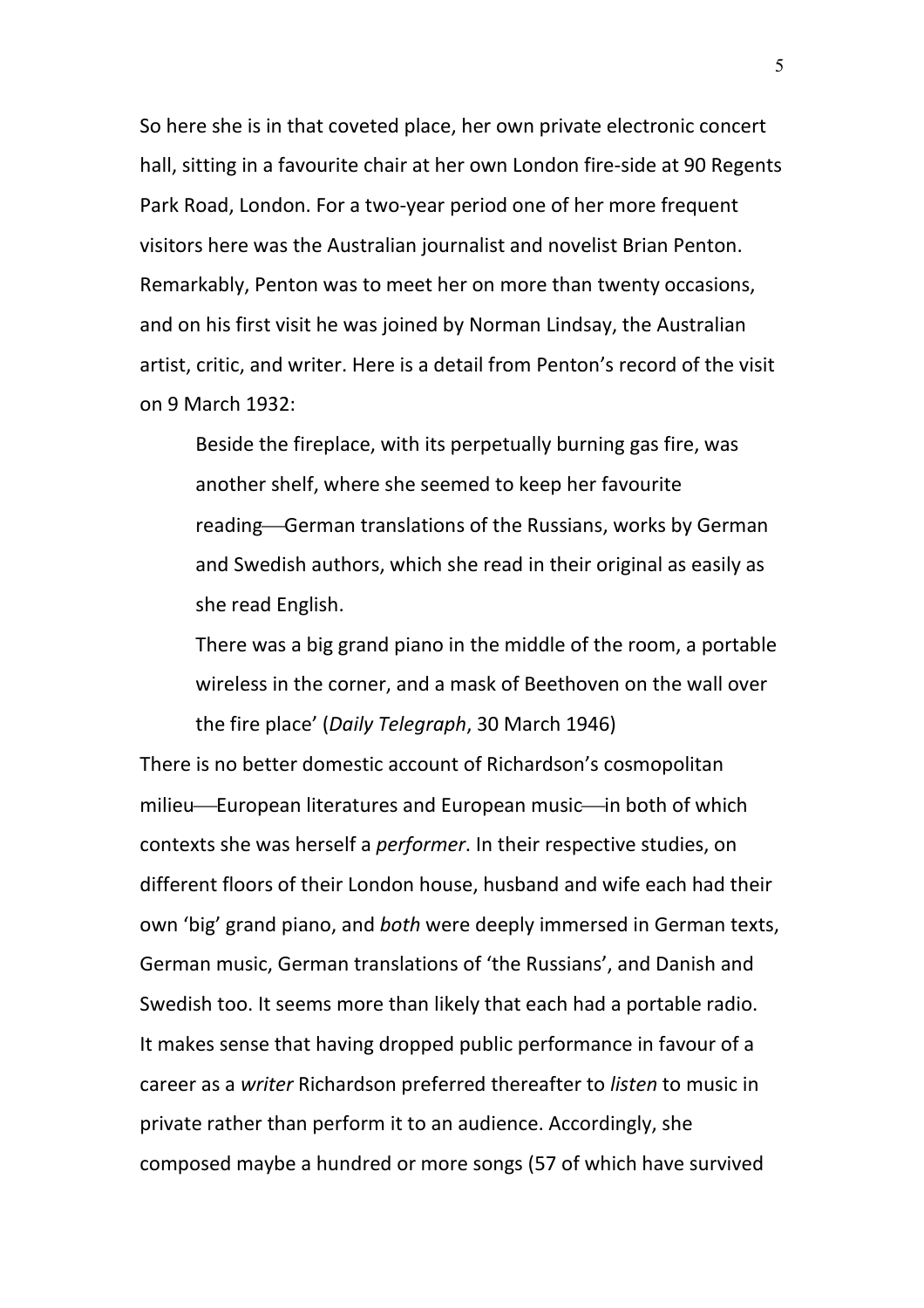So here she is in that coveted place, her own private electronic concert hall, sitting in a favourite chair at her own London fire-side at 90 Regents Park Road, London. For a two-year period one of her more frequent visitors here was the Australian journalist and novelist Brian Penton. Remarkably, Penton was to meet her on more than twenty occasions, and on his first visit he was joined by Norman Lindsay, the Australian artist, critic, and writer. Here is a detail from Penton's record of the visit on 9 March 1932:

> Beside the fireplace, with its perpetually burning gas fire, was another shelf, where she seemed to keep her favourite reading—German translations of the Russians, works by German and Swedish authors, which she read in their original as easily as she read English.
>
> There was a big grand piano in the middle of the room, a portable wireless in the corner, and a mask of Beethoven on the wall over the fire place' (*Daily Telegraph*, 30 March 1946)

There is no better domestic account of Richardson's cosmopolitan milieu—European literatures and European music—in both of which contexts she was herself a *performer*. In their respective studies, on different floors of their London house, husband and wife each had their own 'big' grand piano, and *both* were deeply immersed in German texts, German music, German translations of 'the Russians', and Danish and Swedish too. It seems more than likely that each had a portable radio. It makes sense that having dropped public performance in favour of a career as a *writer* Richardson preferred thereafter to *listen* to music in private rather than perform it to an audience. Accordingly, she composed maybe a hundred or more songs (57 of which have survived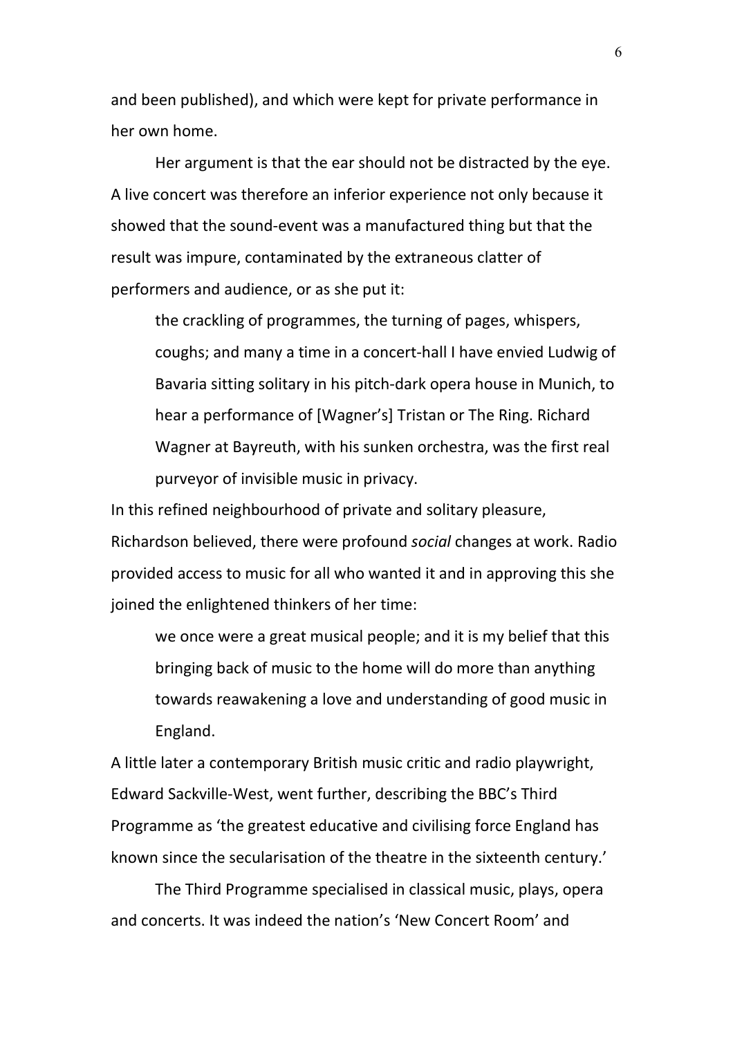and been published), and which were kept for private performance in her own home.

Her argument is that the ear should not be distracted by the eye. A live concert was therefore an inferior experience not only because it showed that the sound-event was a manufactured thing but that the result was impure, contaminated by the extraneous clatter of performers and audience, or as she put it:

> the crackling of programmes, the turning of pages, whispers, coughs; and many a time in a concert-hall I have envied Ludwig of Bavaria sitting solitary in his pitch-dark opera house in Munich, to hear a performance of [Wagner's] Tristan or The Ring. Richard Wagner at Bayreuth, with his sunken orchestra, was the first real purveyor of invisible music in privacy.

In this refined neighbourhood of private and solitary pleasure, Richardson believed, there were profound *social* changes at work. Radio provided access to music for all who wanted it and in approving this she joined the enlightened thinkers of her time:

> we once were a great musical people; and it is my belief that this bringing back of music to the home will do more than anything towards reawakening a love and understanding of good music in England.

A little later a contemporary British music critic and radio playwright, Edward Sackville-West, went further, describing the BBC's Third Programme as 'the greatest educative and civilising force England has known since the secularisation of the theatre in the sixteenth century.'

The Third Programme specialised in classical music, plays, opera and concerts. It was indeed the nation's 'New Concert Room' and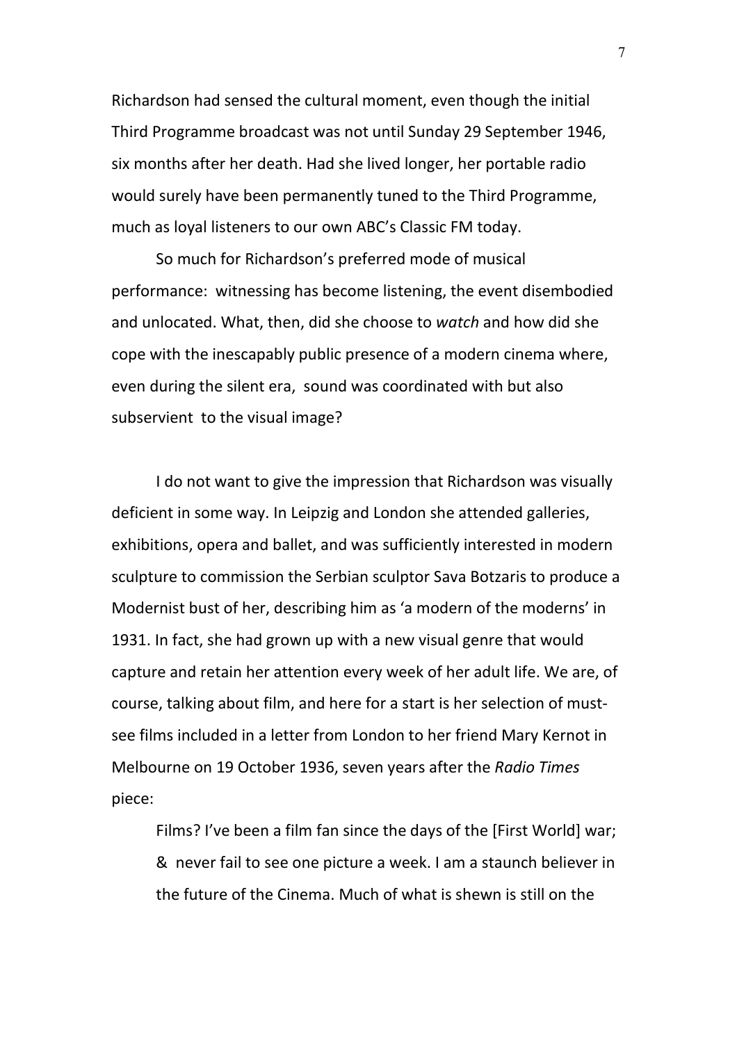Richardson had sensed the cultural moment, even though the initial Third Programme broadcast was not until Sunday 29 September 1946, six months after her death. Had she lived longer, her portable radio would surely have been permanently tuned to the Third Programme, much as loyal listeners to our own ABC's Classic FM today.

So much for Richardson's preferred mode of musical performance: witnessing has become listening, the event disembodied and unlocated. What, then, did she choose to *watch* and how did she cope with the inescapably public presence of a modern cinema where, even during the silent era, sound was coordinated with but also subservient to the visual image?

I do not want to give the impression that Richardson was visually deficient in some way. In Leipzig and London she attended galleries, exhibitions, opera and ballet, and was sufficiently interested in modern sculpture to commission the Serbian sculptor Sava Botzaris to produce a Modernist bust of her, describing him as 'a modern of the moderns' in 1931. In fact, she had grown up with a new visual genre that would capture and retain her attention every week of her adult life. We are, of course, talking about film, and here for a start is her selection of must-see films included in a letter from London to her friend Mary Kernot in Melbourne on 19 October 1936, seven years after the *Radio Times* piece:

> Films? I've been a film fan since the days of the [First World] war; & never fail to see one picture a week. I am a staunch believer in the future of the Cinema. Much of what is shewn is still on the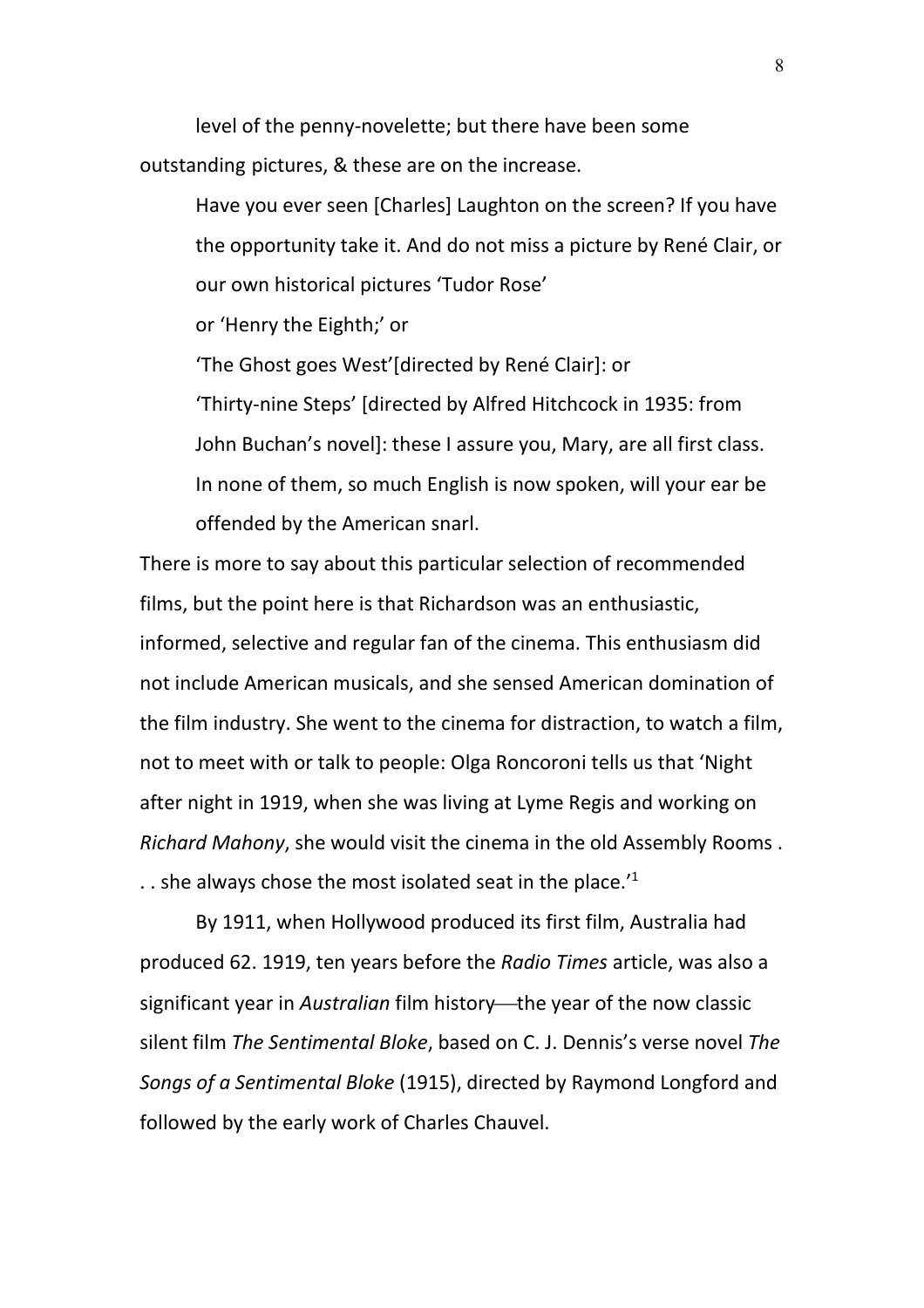level of the penny-novelette; but there have been some outstanding pictures, & these are on the increase.

> Have you ever seen [Charles] Laughton on the screen? If you have the opportunity take it. And do not miss a picture by René Clair, or our own historical pictures 'Tudor Rose'
> or 'Henry the Eighth;' or
> 'The Ghost goes West'[directed by René Clair]: or
> 'Thirty-nine Steps' [directed by Alfred Hitchcock in 1935: from John Buchan's novel]: these I assure you, Mary, are all first class. In none of them, so much English is now spoken, will your ear be offended by the American snarl.

There is more to say about this particular selection of recommended films, but the point here is that Richardson was an enthusiastic, informed, selective and regular fan of the cinema. This enthusiasm did not include American musicals, and she sensed American domination of the film industry. She went to the cinema for distraction, to watch a film, not to meet with or talk to people: Olga Roncoroni tells us that 'Night after night in 1919, when she was living at Lyme Regis and working on *Richard Mahony*, she would visit the cinema in the old Assembly Rooms . . . she always chose the most isolated seat in the place.'[1]

By 1911, when Hollywood produced its first film, Australia had produced 62. 1919, ten years before the *Radio Times* article, was also a significant year in *Australian* film history—the year of the now classic silent film *The Sentimental Bloke*, based on C. J. Dennis's verse novel *The Songs of a Sentimental Bloke* (1915), directed by Raymond Longford and followed by the early work of Charles Chauvel.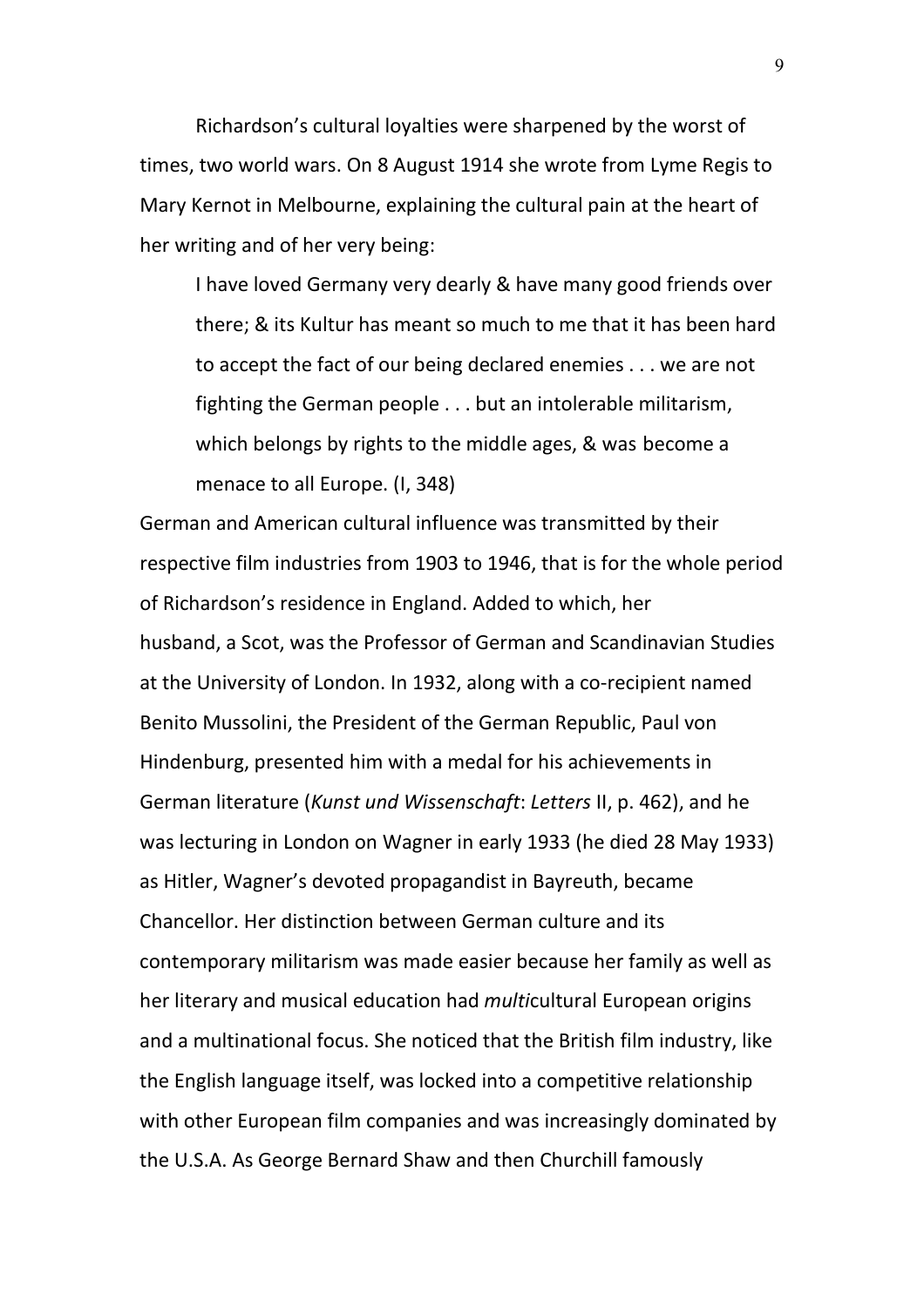Richardson's cultural loyalties were sharpened by the worst of times, two world wars. On 8 August 1914 she wrote from Lyme Regis to Mary Kernot in Melbourne, explaining the cultural pain at the heart of her writing and of her very being:

> I have loved Germany very dearly & have many good friends over there; & its Kultur has meant so much to me that it has been hard to accept the fact of our being declared enemies . . . we are not fighting the German people . . . but an intolerable militarism, which belongs by rights to the middle ages, & was become a menace to all Europe. (I, 348)

German and American cultural influence was transmitted by their respective film industries from 1903 to 1946, that is for the whole period of Richardson's residence in England. Added to which, her husband, a Scot, was the Professor of German and Scandinavian Studies at the University of London. In 1932, along with a co-recipient named Benito Mussolini, the President of the German Republic, Paul von Hindenburg, presented him with a medal for his achievements in German literature (*Kunst und Wissenschaft*: *Letters* II, p. 462), and he was lecturing in London on Wagner in early 1933 (he died 28 May 1933) as Hitler, Wagner's devoted propagandist in Bayreuth, became Chancellor. Her distinction between German culture and its contemporary militarism was made easier because her family as well as her literary and musical education had *multi*cultural European origins and a multinational focus. She noticed that the British film industry, like the English language itself, was locked into a competitive relationship with other European film companies and was increasingly dominated by the U.S.A. As George Bernard Shaw and then Churchill famously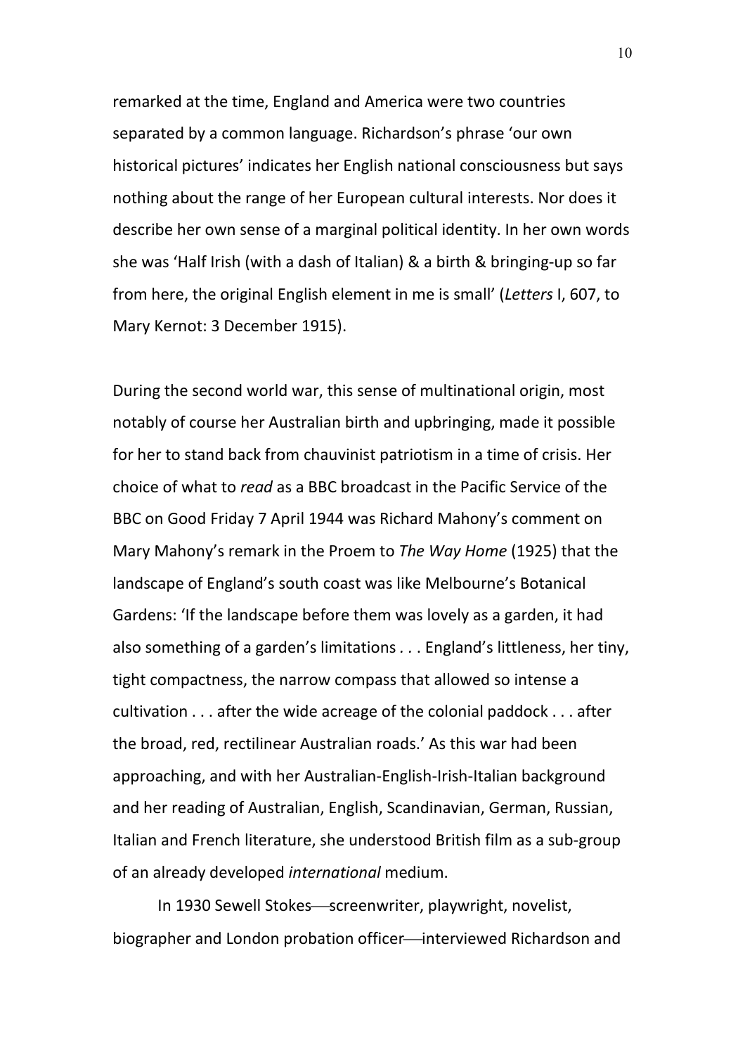remarked at the time, England and America were two countries separated by a common language. Richardson's phrase 'our own historical pictures' indicates her English national consciousness but says nothing about the range of her European cultural interests. Nor does it describe her own sense of a marginal political identity. In her own words she was 'Half Irish (with a dash of Italian) & a birth & bringing-up so far from here, the original English element in me is small' (*Letters* I, 607, to Mary Kernot: 3 December 1915).

During the second world war, this sense of multinational origin, most notably of course her Australian birth and upbringing, made it possible for her to stand back from chauvinist patriotism in a time of crisis. Her choice of what to *read* as a BBC broadcast in the Pacific Service of the BBC on Good Friday 7 April 1944 was Richard Mahony's comment on Mary Mahony's remark in the Proem to *The Way Home* (1925) that the landscape of England's south coast was like Melbourne's Botanical Gardens: 'If the landscape before them was lovely as a garden, it had also something of a garden's limitations . . . England's littleness, her tiny, tight compactness, the narrow compass that allowed so intense a cultivation . . . after the wide acreage of the colonial paddock . . . after the broad, red, rectilinear Australian roads.' As this war had been approaching, and with her Australian-English-Irish-Italian background and her reading of Australian, English, Scandinavian, German, Russian, Italian and French literature, she understood British film as a sub-group of an already developed *international* medium.

In 1930 Sewell Stokes—screenwriter, playwright, novelist, biographer and London probation officer—interviewed Richardson and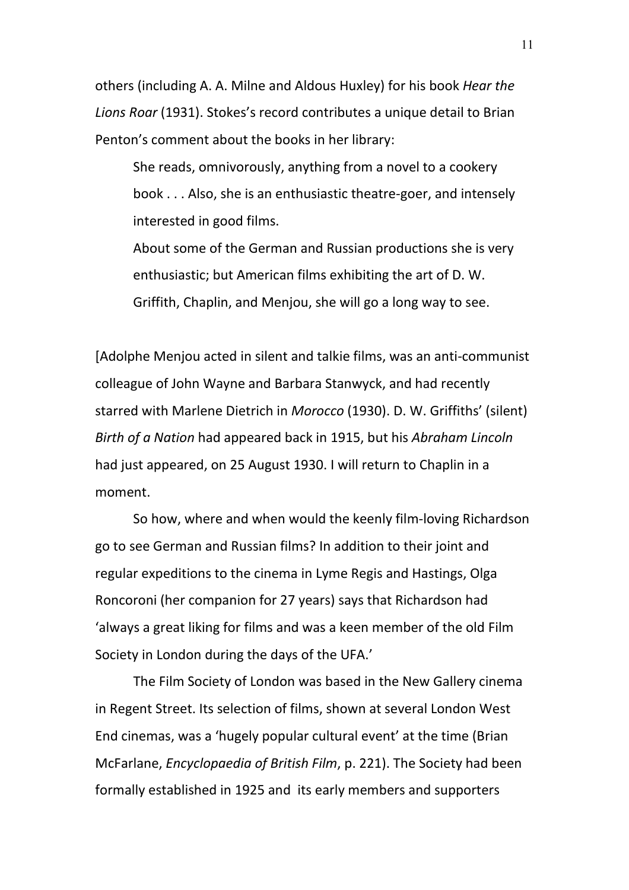others (including A. A. Milne and Aldous Huxley) for his book *Hear the Lions Roar* (1931). Stokes's record contributes a unique detail to Brian Penton's comment about the books in her library:

> She reads, omnivorously, anything from a novel to a cookery book . . . Also, she is an enthusiastic theatre-goer, and intensely interested in good films.
>
> About some of the German and Russian productions she is very enthusiastic; but American films exhibiting the art of D. W. Griffith, Chaplin, and Menjou, she will go a long way to see.

[Adolphe Menjou acted in silent and talkie films, was an anti-communist colleague of John Wayne and Barbara Stanwyck, and had recently starred with Marlene Dietrich in *Morocco* (1930). D. W. Griffiths' (silent) *Birth of a Nation* had appeared back in 1915, but his *Abraham Lincoln* had just appeared, on 25 August 1930. I will return to Chaplin in a moment.

So how, where and when would the keenly film-loving Richardson go to see German and Russian films? In addition to their joint and regular expeditions to the cinema in Lyme Regis and Hastings, Olga Roncoroni (her companion for 27 years) says that Richardson had 'always a great liking for films and was a keen member of the old Film Society in London during the days of the UFA.'

The Film Society of London was based in the New Gallery cinema in Regent Street. Its selection of films, shown at several London West End cinemas, was a 'hugely popular cultural event' at the time (Brian McFarlane, *Encyclopaedia of British Film*, p. 221). The Society had been formally established in 1925 and its early members and supporters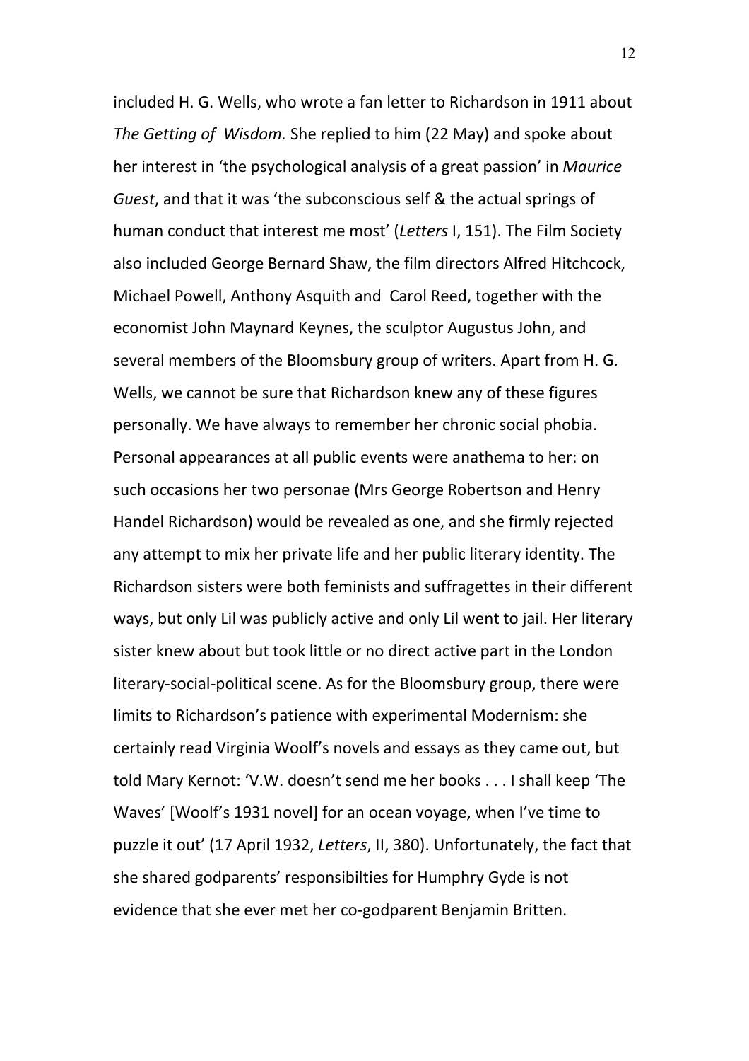included H. G. Wells, who wrote a fan letter to Richardson in 1911 about *The Getting of Wisdom.* She replied to him (22 May) and spoke about her interest in 'the psychological analysis of a great passion' in *Maurice Guest*, and that it was 'the subconscious self & the actual springs of human conduct that interest me most' (*Letters* I, 151). The Film Society also included George Bernard Shaw, the film directors Alfred Hitchcock, Michael Powell, Anthony Asquith and Carol Reed, together with the economist John Maynard Keynes, the sculptor Augustus John, and several members of the Bloomsbury group of writers. Apart from H. G. Wells, we cannot be sure that Richardson knew any of these figures personally. We have always to remember her chronic social phobia. Personal appearances at all public events were anathema to her: on such occasions her two personae (Mrs George Robertson and Henry Handel Richardson) would be revealed as one, and she firmly rejected any attempt to mix her private life and her public literary identity. The Richardson sisters were both feminists and suffragettes in their different ways, but only Lil was publicly active and only Lil went to jail. Her literary sister knew about but took little or no direct active part in the London literary-social-political scene. As for the Bloomsbury group, there were limits to Richardson's patience with experimental Modernism: she certainly read Virginia Woolf's novels and essays as they came out, but told Mary Kernot: 'V.W. doesn't send me her books . . . I shall keep 'The Waves' [Woolf's 1931 novel] for an ocean voyage, when I've time to puzzle it out' (17 April 1932, *Letters*, II, 380). Unfortunately, the fact that she shared godparents' responsibilties for Humphry Gyde is not evidence that she ever met her co-godparent Benjamin Britten.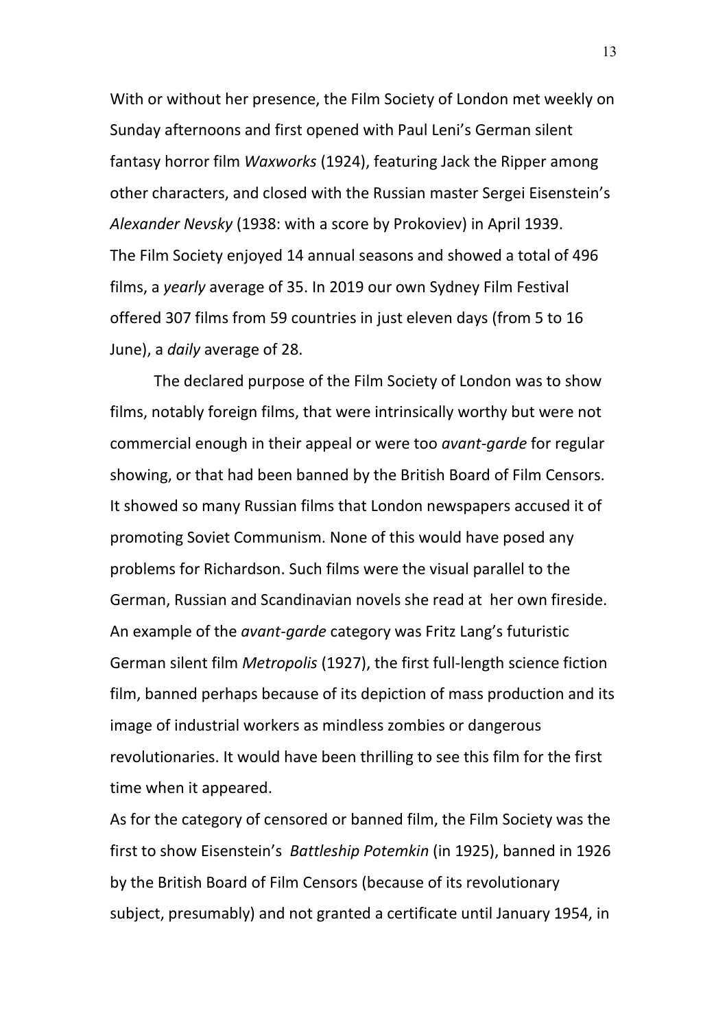With or without her presence, the Film Society of London met weekly on Sunday afternoons and first opened with Paul Leni's German silent fantasy horror film *Waxworks* (1924), featuring Jack the Ripper among other characters, and closed with the Russian master Sergei Eisenstein's *Alexander Nevsky* (1938: with a score by Prokoviev) in April 1939. The Film Society enjoyed 14 annual seasons and showed a total of 496 films, a *yearly* average of 35. In 2019 our own Sydney Film Festival offered 307 films from 59 countries in just eleven days (from 5 to 16 June), a *daily* average of 28.

The declared purpose of the Film Society of London was to show films, notably foreign films, that were intrinsically worthy but were not commercial enough in their appeal or were too *avant-garde* for regular showing, or that had been banned by the British Board of Film Censors. It showed so many Russian films that London newspapers accused it of promoting Soviet Communism. None of this would have posed any problems for Richardson. Such films were the visual parallel to the German, Russian and Scandinavian novels she read at her own fireside. An example of the *avant-garde* category was Fritz Lang's futuristic German silent film *Metropolis* (1927), the first full-length science fiction film, banned perhaps because of its depiction of mass production and its image of industrial workers as mindless zombies or dangerous revolutionaries. It would have been thrilling to see this film for the first time when it appeared.

As for the category of censored or banned film, the Film Society was the first to show Eisenstein's *Battleship Potemkin* (in 1925), banned in 1926 by the British Board of Film Censors (because of its revolutionary subject, presumably) and not granted a certificate until January 1954, in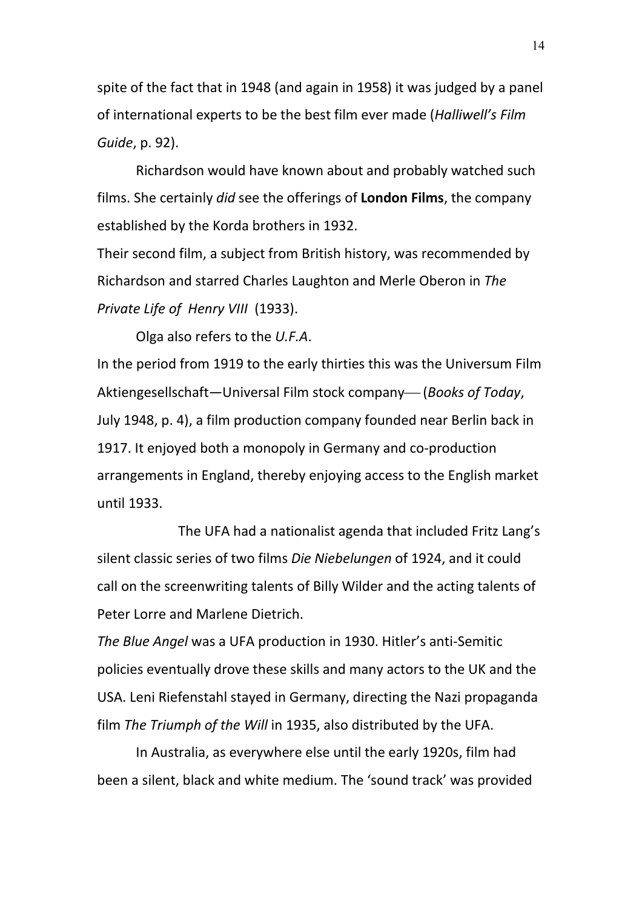spite of the fact that in 1948 (and again in 1958) it was judged by a panel of international experts to be the best film ever made (*Halliwell's Film Guide*, p. 92).

Richardson would have known about and probably watched such films. She certainly *did* see the offerings of **London Films**, the company established by the Korda brothers in 1932.
Their second film, a subject from British history, was recommended by Richardson and starred Charles Laughton and Merle Oberon in *The Private Life of Henry VIII* (1933).

Olga also refers to the *U.F.A*.
In the period from 1919 to the early thirties this was the Universum Film Aktiengesellschaft—Universal Film stock company— (*Books of Today*, July 1948, p. 4), a film production company founded near Berlin back in 1917. It enjoyed both a monopoly in Germany and co-production arrangements in England, thereby enjoying access to the English market until 1933.

The UFA had a nationalist agenda that included Fritz Lang's silent classic series of two films *Die Niebelungen* of 1924, and it could call on the screenwriting talents of Billy Wilder and the acting talents of Peter Lorre and Marlene Dietrich.
*The Blue Angel* was a UFA production in 1930. Hitler's anti-Semitic policies eventually drove these skills and many actors to the UK and the USA. Leni Riefenstahl stayed in Germany, directing the Nazi propaganda film *The Triumph of the Will* in 1935, also distributed by the UFA.

In Australia, as everywhere else until the early 1920s, film had been a silent, black and white medium. The 'sound track' was provided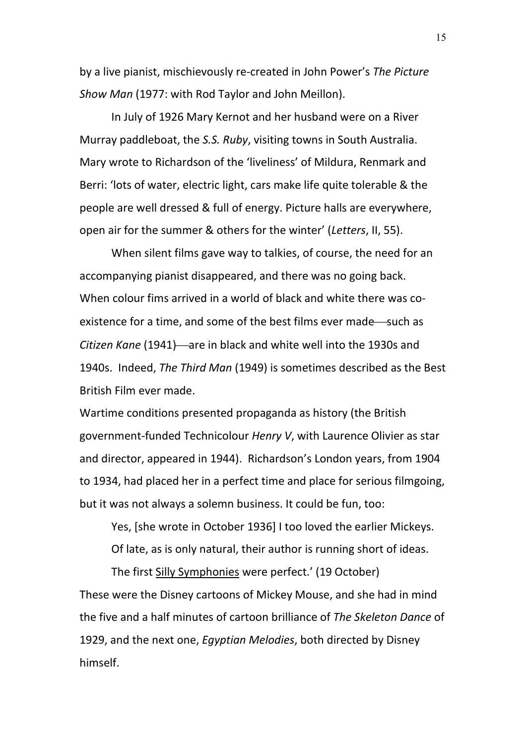by a live pianist, mischievously re-created in John Power's *The Picture Show Man* (1977: with Rod Taylor and John Meillon).

In July of 1926 Mary Kernot and her husband were on a River Murray paddleboat, the *S.S. Ruby*, visiting towns in South Australia. Mary wrote to Richardson of the 'liveliness' of Mildura, Renmark and Berri: 'lots of water, electric light, cars make life quite tolerable & the people are well dressed & full of energy. Picture halls are everywhere, open air for the summer & others for the winter' (*Letters*, II, 55).

When silent films gave way to talkies, of course, the need for an accompanying pianist disappeared, and there was no going back. When colour fims arrived in a world of black and white there was co-existence for a time, and some of the best films ever made—such as *Citizen Kane* (1941)—are in black and white well into the 1930s and 1940s. Indeed, *The Third Man* (1949) is sometimes described as the Best British Film ever made.

Wartime conditions presented propaganda as history (the British government-funded Technicolour *Henry V*, with Laurence Olivier as star and director, appeared in 1944). Richardson's London years, from 1904 to 1934, had placed her in a perfect time and place for serious filmgoing, but it was not always a solemn business. It could be fun, too:

> Yes, [she wrote in October 1936] I too loved the earlier Mickeys. Of late, as is only natural, their author is running short of ideas. The first <u>Silly Symphonies</u> were perfect.' (19 October)

These were the Disney cartoons of Mickey Mouse, and she had in mind the five and a half minutes of cartoon brilliance of *The Skeleton Dance* of 1929, and the next one, *Egyptian Melodies*, both directed by Disney himself.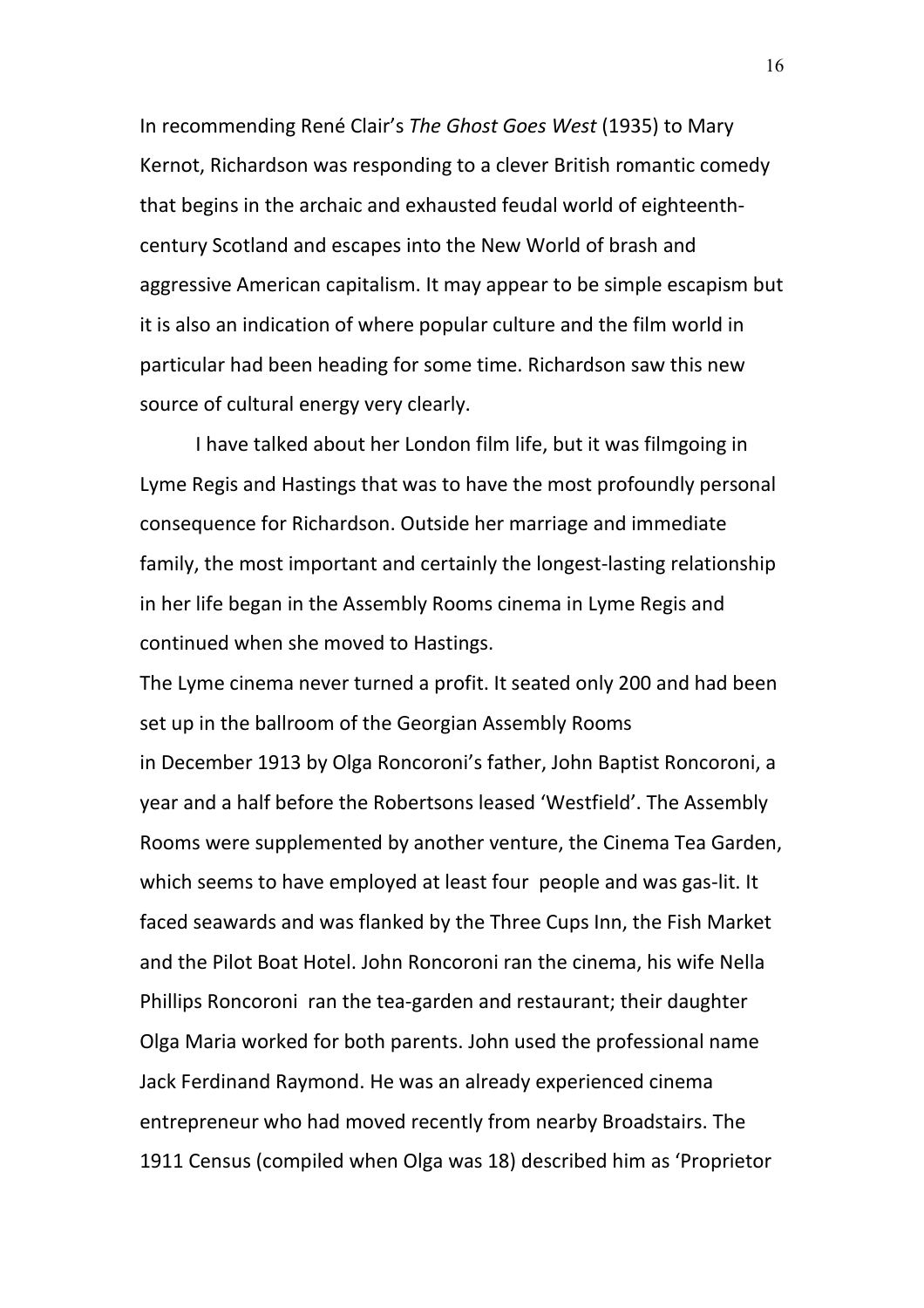In recommending René Clair's *The Ghost Goes West* (1935) to Mary Kernot, Richardson was responding to a clever British romantic comedy that begins in the archaic and exhausted feudal world of eighteenth-century Scotland and escapes into the New World of brash and aggressive American capitalism. It may appear to be simple escapism but it is also an indication of where popular culture and the film world in particular had been heading for some time. Richardson saw this new source of cultural energy very clearly.

I have talked about her London film life, but it was filmgoing in Lyme Regis and Hastings that was to have the most profoundly personal consequence for Richardson. Outside her marriage and immediate family, the most important and certainly the longest-lasting relationship in her life began in the Assembly Rooms cinema in Lyme Regis and continued when she moved to Hastings.

The Lyme cinema never turned a profit. It seated only 200 and had been set up in the ballroom of the Georgian Assembly Rooms in December 1913 by Olga Roncoroni's father, John Baptist Roncoroni, a year and a half before the Robertsons leased 'Westfield'. The Assembly Rooms were supplemented by another venture, the Cinema Tea Garden, which seems to have employed at least four people and was gas-lit. It faced seawards and was flanked by the Three Cups Inn, the Fish Market and the Pilot Boat Hotel. John Roncoroni ran the cinema, his wife Nella Phillips Roncoroni ran the tea-garden and restaurant; their daughter Olga Maria worked for both parents. John used the professional name Jack Ferdinand Raymond. He was an already experienced cinema entrepreneur who had moved recently from nearby Broadstairs. The 1911 Census (compiled when Olga was 18) described him as 'Proprietor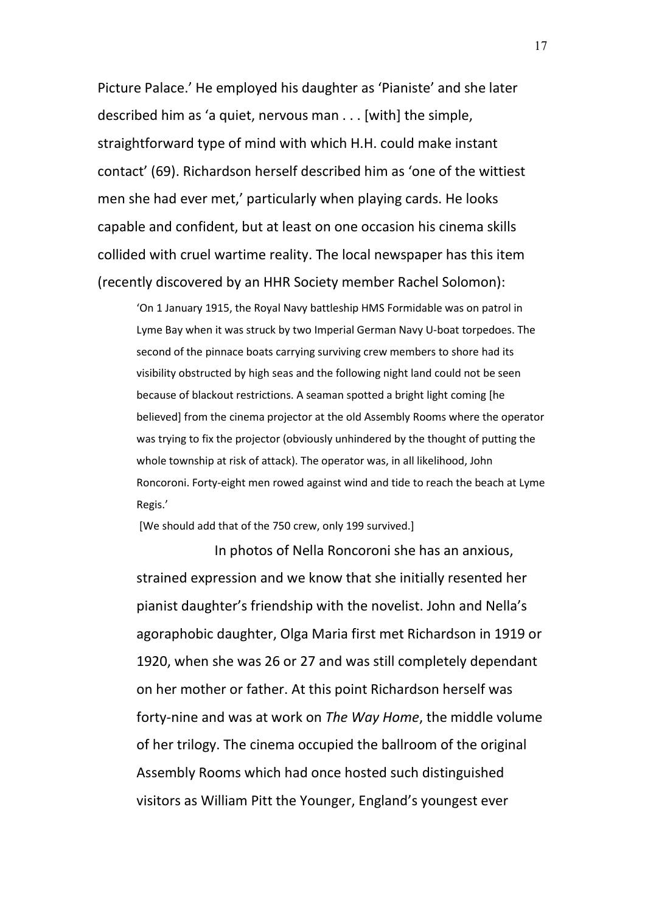Picture Palace.' He employed his daughter as 'Pianiste' and she later described him as 'a quiet, nervous man . . . [with] the simple, straightforward type of mind with which H.H. could make instant contact' (69). Richardson herself described him as 'one of the wittiest men she had ever met,' particularly when playing cards. He looks capable and confident, but at least on one occasion his cinema skills collided with cruel wartime reality. The local newspaper has this item (recently discovered by an HHR Society member Rachel Solomon):

> 'On 1 January 1915, the Royal Navy battleship HMS Formidable was on patrol in Lyme Bay when it was struck by two Imperial German Navy U-boat torpedoes. The second of the pinnace boats carrying surviving crew members to shore had its visibility obstructed by high seas and the following night land could not be seen because of blackout restrictions. A seaman spotted a bright light coming [he believed] from the cinema projector at the old Assembly Rooms where the operator was trying to fix the projector (obviously unhindered by the thought of putting the whole township at risk of attack). The operator was, in all likelihood, John Roncoroni. Forty-eight men rowed against wind and tide to reach the beach at Lyme Regis.'
>
> [We should add that of the 750 crew, only 199 survived.]

In photos of Nella Roncoroni she has an anxious, strained expression and we know that she initially resented her pianist daughter's friendship with the novelist. John and Nella's agoraphobic daughter, Olga Maria first met Richardson in 1919 or 1920, when she was 26 or 27 and was still completely dependant on her mother or father. At this point Richardson herself was forty-nine and was at work on *The Way Home*, the middle volume of her trilogy. The cinema occupied the ballroom of the original Assembly Rooms which had once hosted such distinguished visitors as William Pitt the Younger, England's youngest ever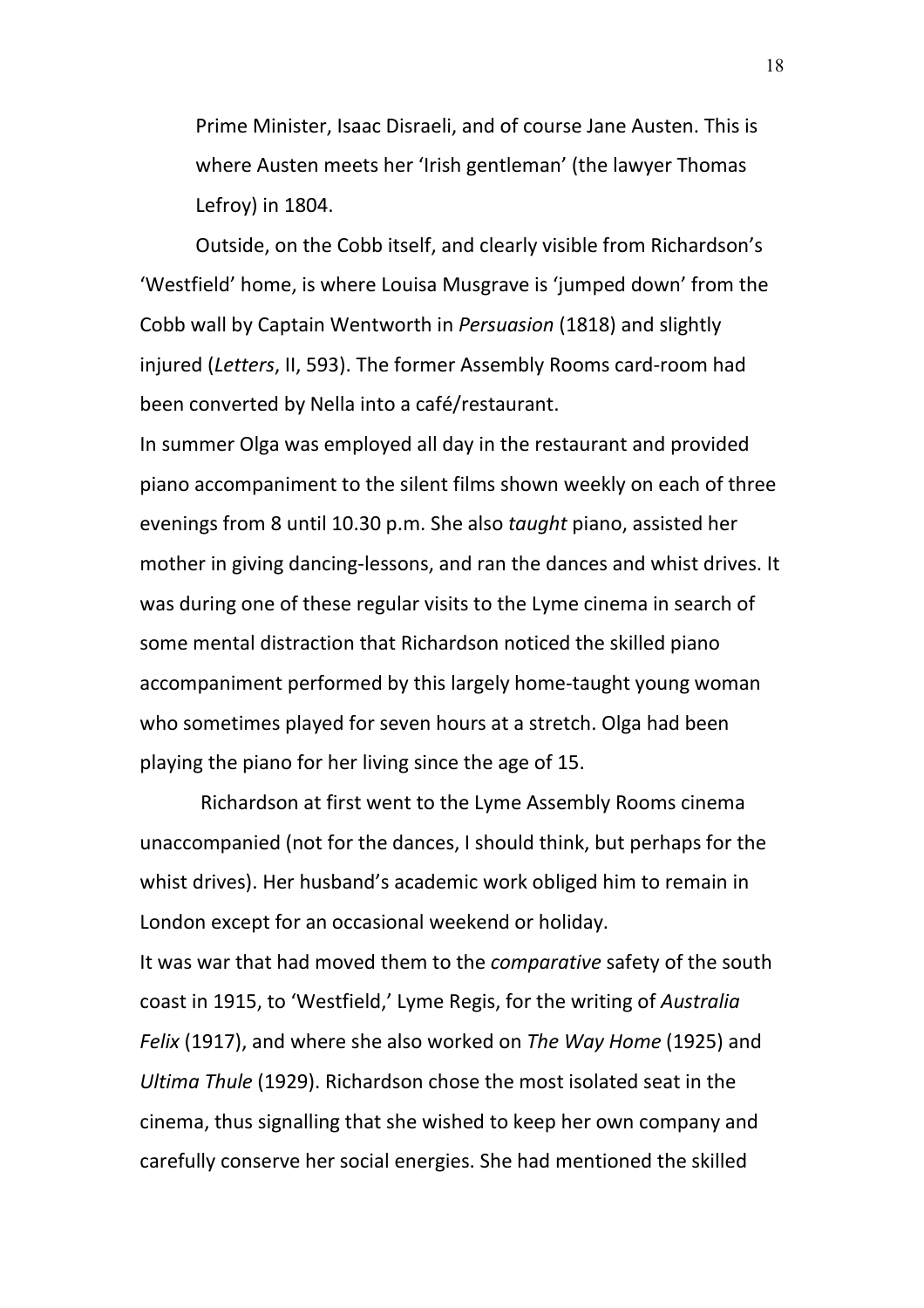Prime Minister, Isaac Disraeli, and of course Jane Austen. This is where Austen meets her 'Irish gentleman' (the lawyer Thomas Lefroy) in 1804.

Outside, on the Cobb itself, and clearly visible from Richardson's 'Westfield' home, is where Louisa Musgrave is 'jumped down' from the Cobb wall by Captain Wentworth in *Persuasion* (1818) and slightly injured (*Letters*, II, 593). The former Assembly Rooms card-room had been converted by Nella into a café/restaurant.

In summer Olga was employed all day in the restaurant and provided piano accompaniment to the silent films shown weekly on each of three evenings from 8 until 10.30 p.m. She also *taught* piano, assisted her mother in giving dancing-lessons, and ran the dances and whist drives. It was during one of these regular visits to the Lyme cinema in search of some mental distraction that Richardson noticed the skilled piano accompaniment performed by this largely home-taught young woman who sometimes played for seven hours at a stretch. Olga had been playing the piano for her living since the age of 15.

Richardson at first went to the Lyme Assembly Rooms cinema unaccompanied (not for the dances, I should think, but perhaps for the whist drives). Her husband's academic work obliged him to remain in London except for an occasional weekend or holiday.

It was war that had moved them to the *comparative* safety of the south coast in 1915, to 'Westfield,' Lyme Regis, for the writing of *Australia Felix* (1917), and where she also worked on *The Way Home* (1925) and *Ultima Thule* (1929). Richardson chose the most isolated seat in the cinema, thus signalling that she wished to keep her own company and carefully conserve her social energies. She had mentioned the skilled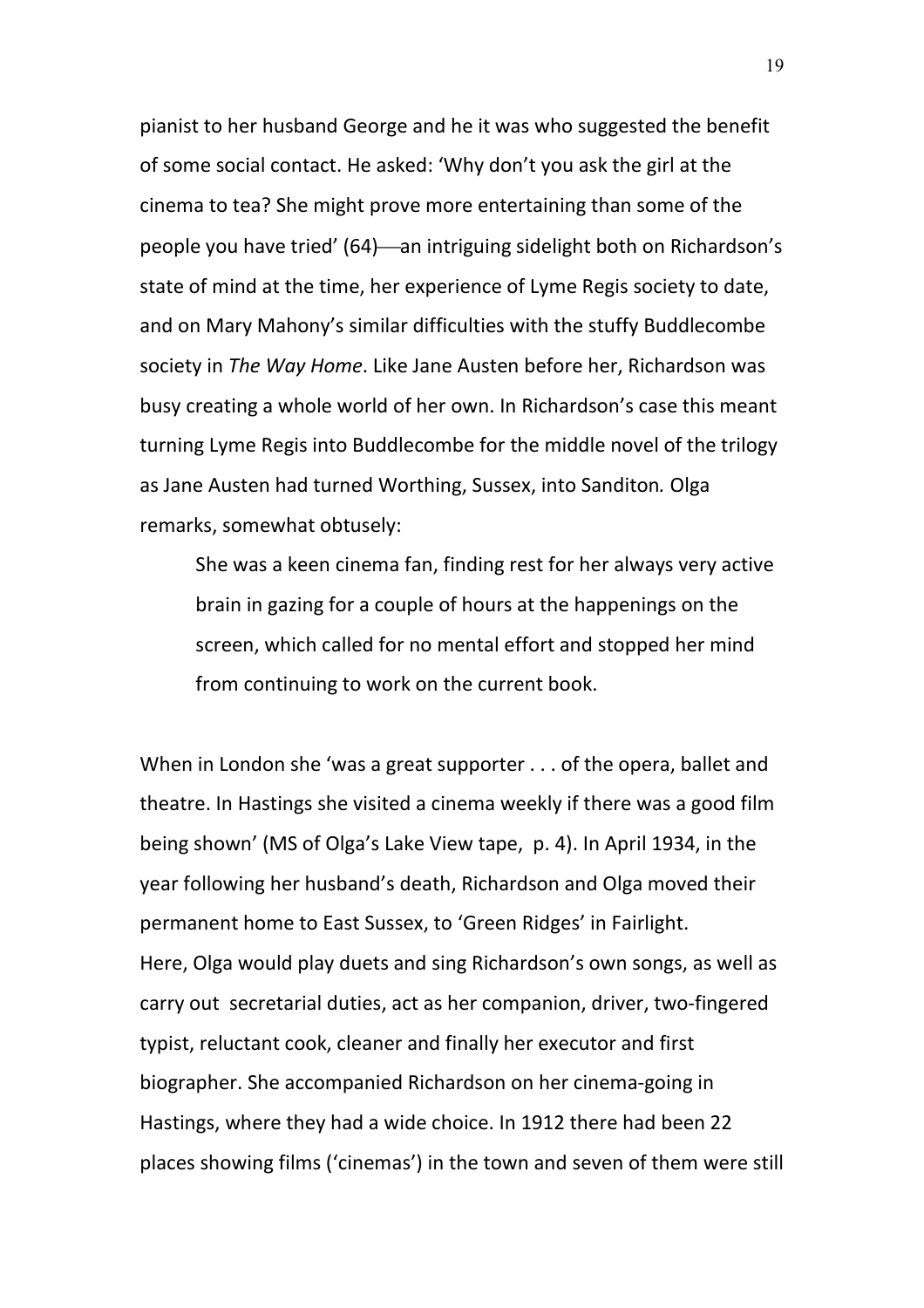pianist to her husband George and he it was who suggested the benefit of some social contact. He asked: 'Why don't you ask the girl at the cinema to tea? She might prove more entertaining than some of the people you have tried' (64)—an intriguing sidelight both on Richardson's state of mind at the time, her experience of Lyme Regis society to date, and on Mary Mahony's similar difficulties with the stuffy Buddlecombe society in *The Way Home*. Like Jane Austen before her, Richardson was busy creating a whole world of her own. In Richardson's case this meant turning Lyme Regis into Buddlecombe for the middle novel of the trilogy as Jane Austen had turned Worthing, Sussex, into Sanditon*.* Olga remarks, somewhat obtusely:

> She was a keen cinema fan, finding rest for her always very active brain in gazing for a couple of hours at the happenings on the screen, which called for no mental effort and stopped her mind from continuing to work on the current book.

When in London she 'was a great supporter . . . of the opera, ballet and theatre. In Hastings she visited a cinema weekly if there was a good film being shown' (MS of Olga's Lake View tape, p. 4). In April 1934, in the year following her husband's death, Richardson and Olga moved their permanent home to East Sussex, to 'Green Ridges' in Fairlight. Here, Olga would play duets and sing Richardson's own songs, as well as carry out secretarial duties, act as her companion, driver, two-fingered typist, reluctant cook, cleaner and finally her executor and first biographer. She accompanied Richardson on her cinema-going in Hastings, where they had a wide choice. In 1912 there had been 22 places showing films ('cinemas') in the town and seven of them were still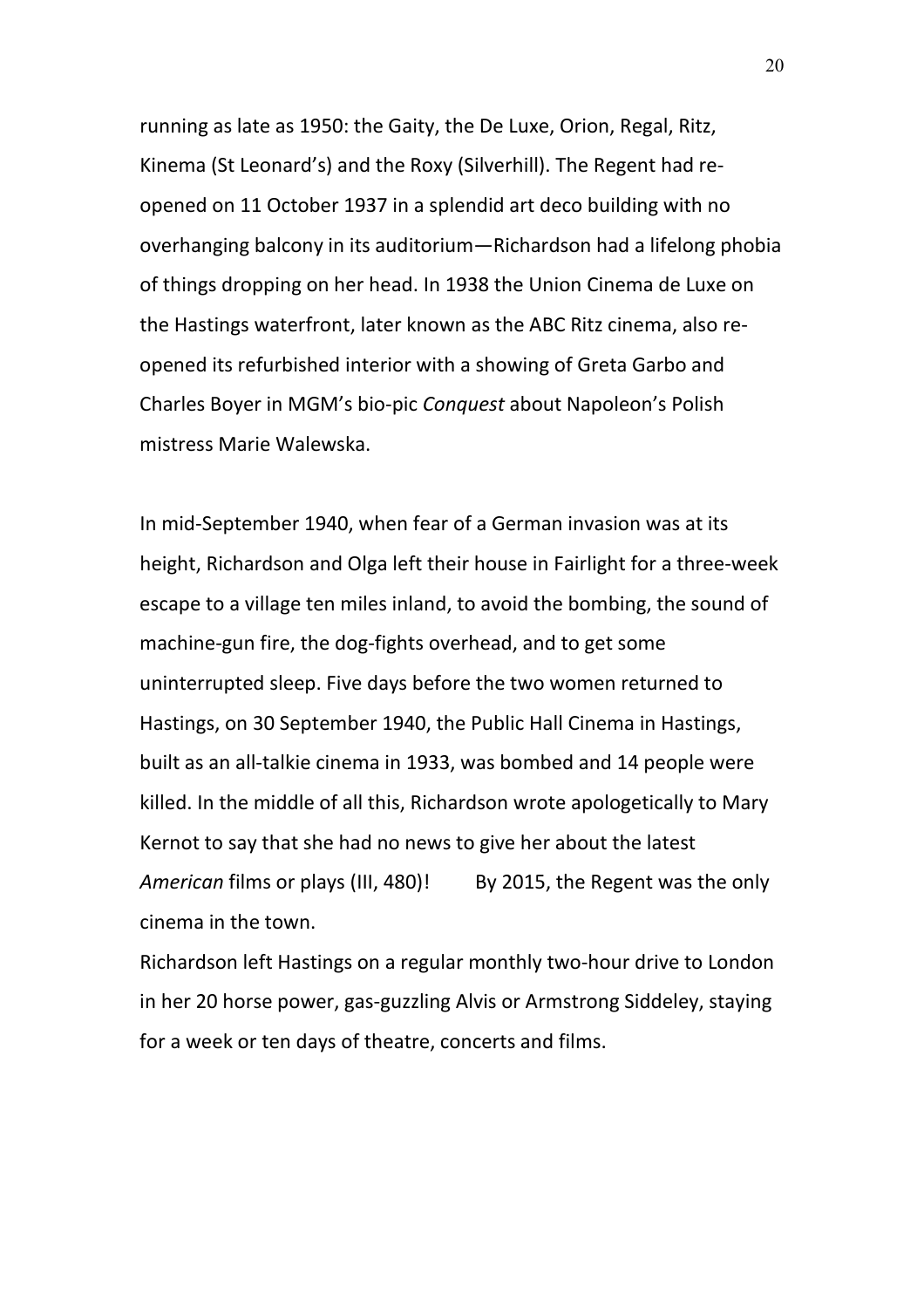running as late as 1950: the Gaity, the De Luxe, Orion, Regal, Ritz, Kinema (St Leonard's) and the Roxy (Silverhill). The Regent had re-opened on 11 October 1937 in a splendid art deco building with no overhanging balcony in its auditorium—Richardson had a lifelong phobia of things dropping on her head. In 1938 the Union Cinema de Luxe on the Hastings waterfront, later known as the ABC Ritz cinema, also re-opened its refurbished interior with a showing of Greta Garbo and Charles Boyer in MGM's bio-pic *Conquest* about Napoleon's Polish mistress Marie Walewska.

In mid-September 1940, when fear of a German invasion was at its height, Richardson and Olga left their house in Fairlight for a three-week escape to a village ten miles inland, to avoid the bombing, the sound of machine-gun fire, the dog-fights overhead, and to get some uninterrupted sleep. Five days before the two women returned to Hastings, on 30 September 1940, the Public Hall Cinema in Hastings, built as an all-talkie cinema in 1933, was bombed and 14 people were killed. In the middle of all this, Richardson wrote apologetically to Mary Kernot to say that she had no news to give her about the latest *American* films or plays (III, 480)! By 2015, the Regent was the only cinema in the town.

Richardson left Hastings on a regular monthly two-hour drive to London in her 20 horse power, gas-guzzling Alvis or Armstrong Siddeley, staying for a week or ten days of theatre, concerts and films.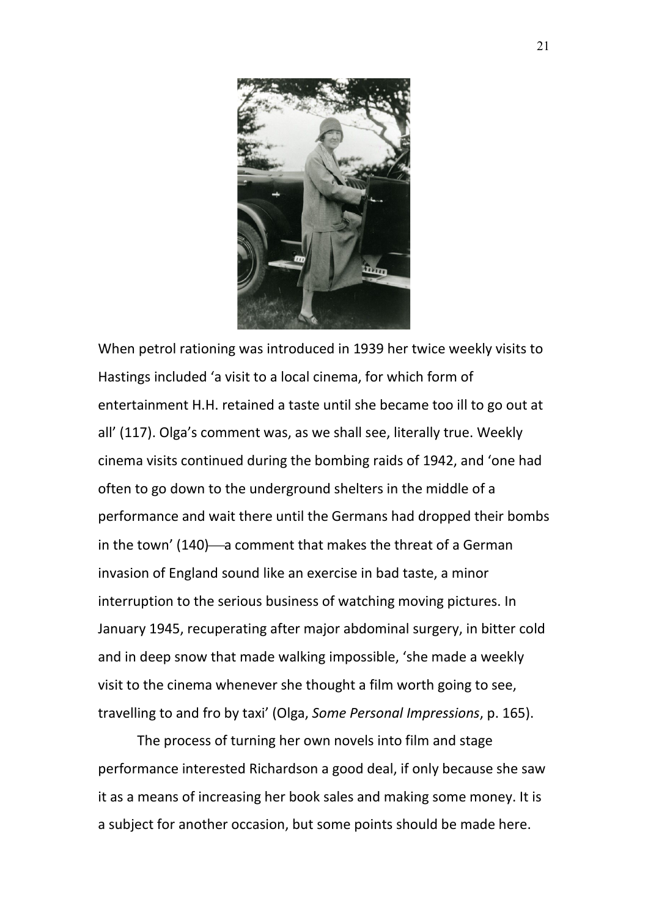When petrol rationing was introduced in 1939 her twice weekly visits to Hastings included 'a visit to a local cinema, for which form of entertainment H.H. retained a taste until she became too ill to go out at all' (117). Olga's comment was, as we shall see, literally true. Weekly cinema visits continued during the bombing raids of 1942, and 'one had often to go down to the underground shelters in the middle of a performance and wait there until the Germans had dropped their bombs in the town' (140)—a comment that makes the threat of a German invasion of England sound like an exercise in bad taste, a minor interruption to the serious business of watching moving pictures. In January 1945, recuperating after major abdominal surgery, in bitter cold and in deep snow that made walking impossible, 'she made a weekly visit to the cinema whenever she thought a film worth going to see, travelling to and fro by taxi' (Olga, *Some Personal Impressions*, p. 165).

The process of turning her own novels into film and stage performance interested Richardson a good deal, if only because she saw it as a means of increasing her book sales and making some money. It is a subject for another occasion, but some points should be made here.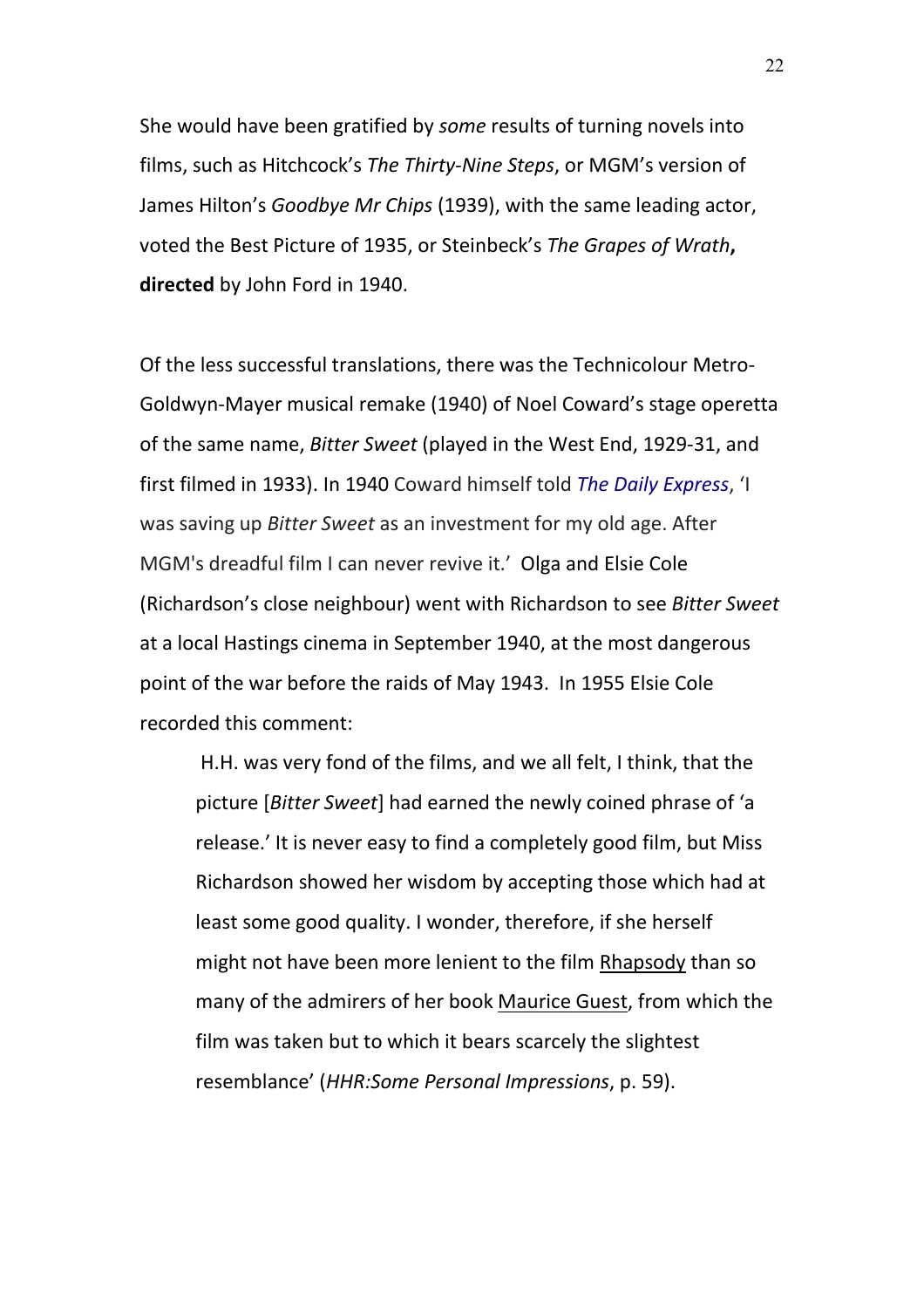She would have been gratified by *some* results of turning novels into films, such as Hitchcock's *The Thirty-Nine Steps*, or MGM's version of James Hilton's *Goodbye Mr Chips* (1939), with the same leading actor, voted the Best Picture of 1935, or Steinbeck's *The Grapes of Wrath*, **directed** by John Ford in 1940.

Of the less successful translations, there was the Technicolour Metro-Goldwyn-Mayer musical remake (1940) of Noel Coward's stage operetta of the same name, *Bitter Sweet* (played in the West End, 1929-31, and first filmed in 1933). In 1940 Coward himself told *The Daily Express*, 'I was saving up *Bitter Sweet* as an investment for my old age. After MGM's dreadful film I can never revive it.' Olga and Elsie Cole (Richardson's close neighbour) went with Richardson to see *Bitter Sweet* at a local Hastings cinema in September 1940, at the most dangerous point of the war before the raids of May 1943. In 1955 Elsie Cole recorded this comment:

> H.H. was very fond of the films, and we all felt, I think, that the picture [*Bitter Sweet*] had earned the newly coined phrase of 'a release.' It is never easy to find a completely good film, but Miss Richardson showed her wisdom by accepting those which had at least some good quality. I wonder, therefore, if she herself might not have been more lenient to the film Rhapsody than so many of the admirers of her book Maurice Guest, from which the film was taken but to which it bears scarcely the slightest resemblance' (*HHR:Some Personal Impressions*, p. 59).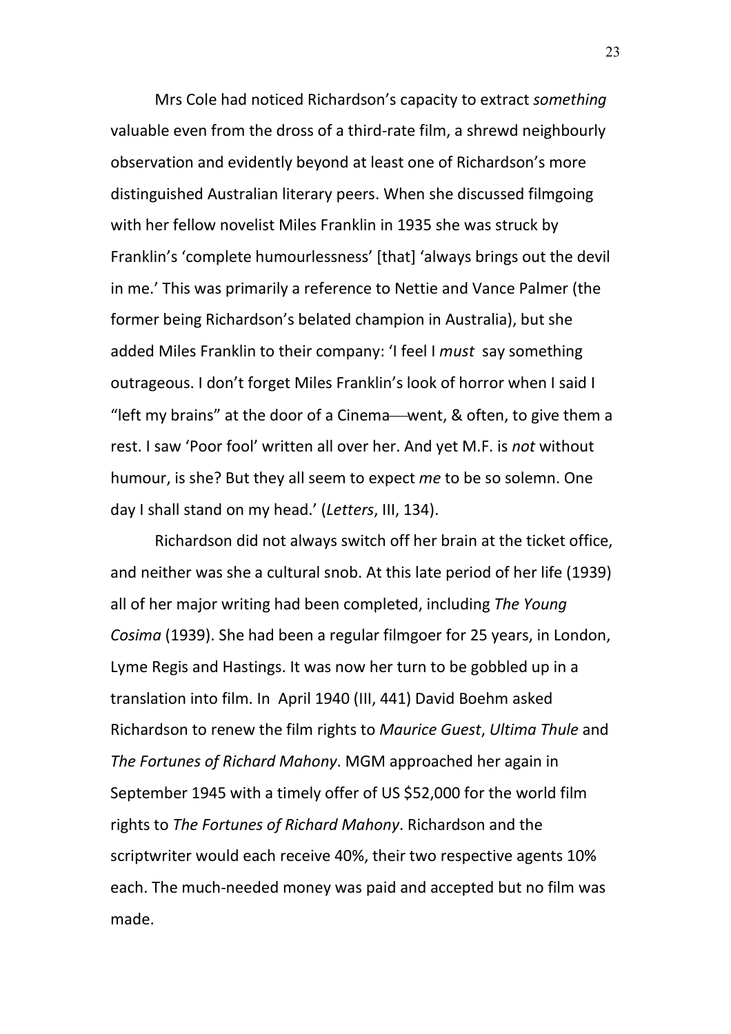Mrs Cole had noticed Richardson's capacity to extract *something* valuable even from the dross of a third-rate film, a shrewd neighbourly observation and evidently beyond at least one of Richardson's more distinguished Australian literary peers. When she discussed filmgoing with her fellow novelist Miles Franklin in 1935 she was struck by Franklin's 'complete humourlessness' [that] 'always brings out the devil in me.' This was primarily a reference to Nettie and Vance Palmer (the former being Richardson's belated champion in Australia), but she added Miles Franklin to their company: 'I feel I *must* say something outrageous. I don't forget Miles Franklin's look of horror when I said I "left my brains" at the door of a Cinema—went, & often, to give them a rest. I saw 'Poor fool' written all over her. And yet M.F. is *not* without humour, is she? But they all seem to expect *me* to be so solemn. One day I shall stand on my head.' (*Letters*, III, 134).

Richardson did not always switch off her brain at the ticket office, and neither was she a cultural snob. At this late period of her life (1939) all of her major writing had been completed, including *The Young Cosima* (1939). She had been a regular filmgoer for 25 years, in London, Lyme Regis and Hastings. It was now her turn to be gobbled up in a translation into film. In April 1940 (III, 441) David Boehm asked Richardson to renew the film rights to *Maurice Guest*, *Ultima Thule* and *The Fortunes of Richard Mahony*. MGM approached her again in September 1945 with a timely offer of US $52,000 for the world film rights to *The Fortunes of Richard Mahony*. Richardson and the scriptwriter would each receive 40%, their two respective agents 10% each. The much-needed money was paid and accepted but no film was made.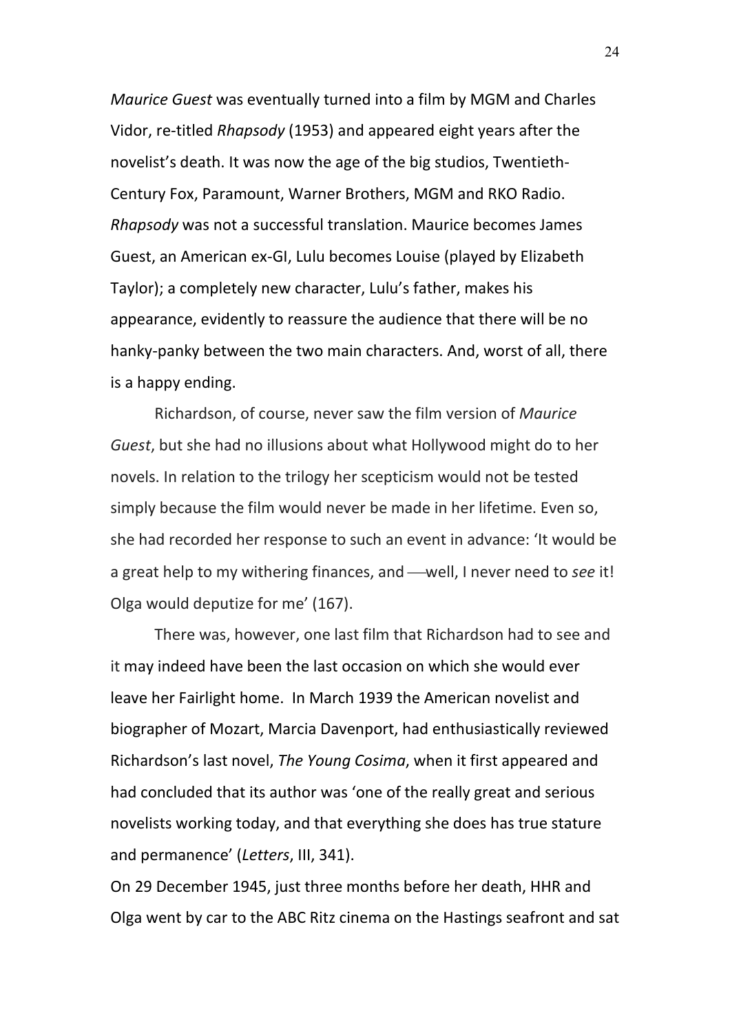*Maurice Guest* was eventually turned into a film by MGM and Charles Vidor, re-titled *Rhapsody* (1953) and appeared eight years after the novelist's death. It was now the age of the big studios, Twentieth-Century Fox, Paramount, Warner Brothers, MGM and RKO Radio. *Rhapsody* was not a successful translation. Maurice becomes James Guest, an American ex-GI, Lulu becomes Louise (played by Elizabeth Taylor); a completely new character, Lulu's father, makes his appearance, evidently to reassure the audience that there will be no hanky-panky between the two main characters. And, worst of all, there is a happy ending.

Richardson, of course, never saw the film version of *Maurice Guest*, but she had no illusions about what Hollywood might do to her novels. In relation to the trilogy her scepticism would not be tested simply because the film would never be made in her lifetime. Even so, she had recorded her response to such an event in advance: 'It would be a great help to my withering finances, and —well, I never need to *see* it! Olga would deputize for me' (167).

There was, however, one last film that Richardson had to see and it may indeed have been the last occasion on which she would ever leave her Fairlight home. In March 1939 the American novelist and biographer of Mozart, Marcia Davenport, had enthusiastically reviewed Richardson's last novel, *The Young Cosima*, when it first appeared and had concluded that its author was 'one of the really great and serious novelists working today, and that everything she does has true stature and permanence' (*Letters*, III, 341).

On 29 December 1945, just three months before her death, HHR and Olga went by car to the ABC Ritz cinema on the Hastings seafront and sat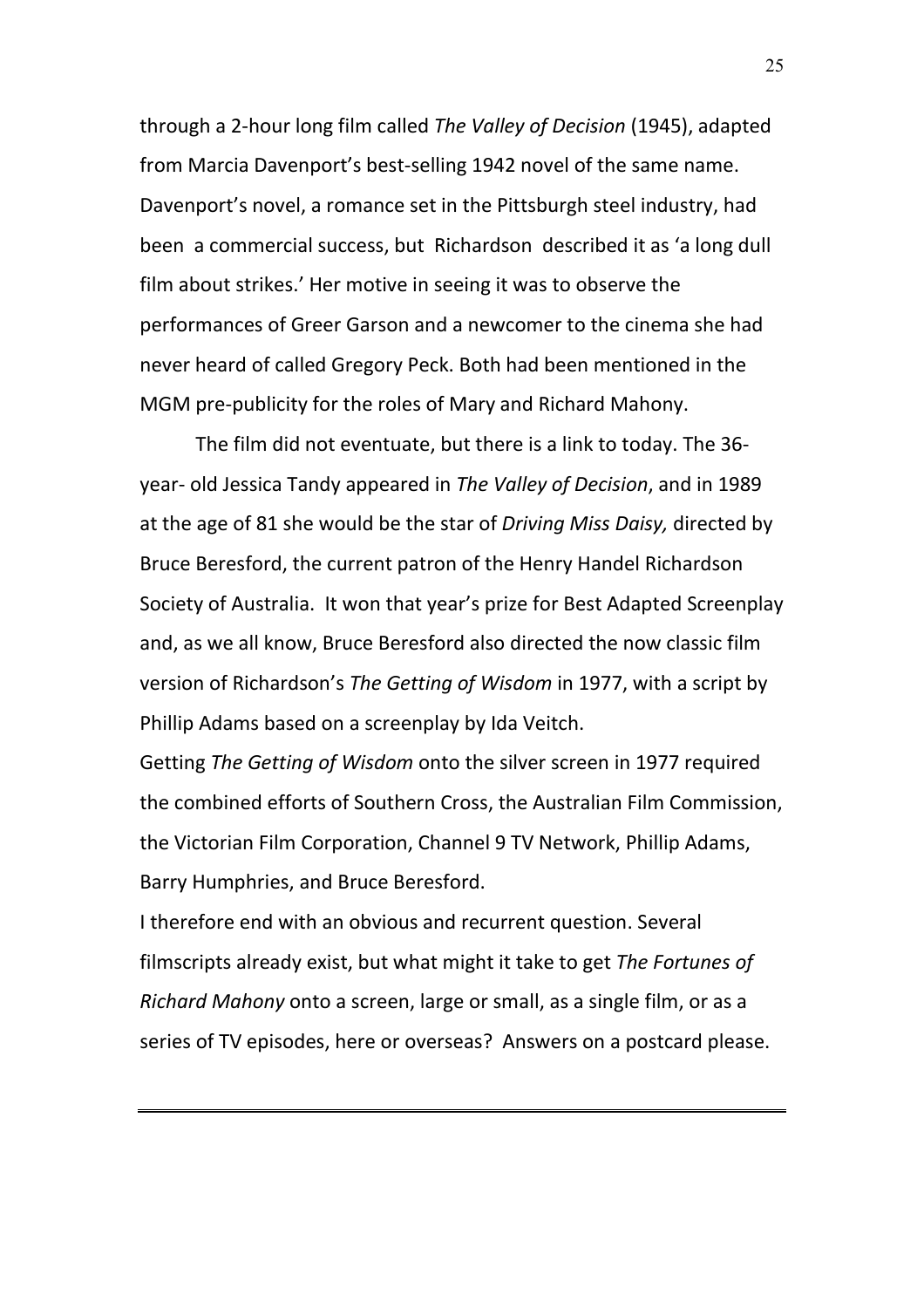through a 2-hour long film called *The Valley of Decision* (1945), adapted from Marcia Davenport's best-selling 1942 novel of the same name. Davenport's novel, a romance set in the Pittsburgh steel industry, had been a commercial success, but Richardson described it as 'a long dull film about strikes.' Her motive in seeing it was to observe the performances of Greer Garson and a newcomer to the cinema she had never heard of called Gregory Peck. Both had been mentioned in the MGM pre-publicity for the roles of Mary and Richard Mahony.

The film did not eventuate, but there is a link to today. The 36-year- old Jessica Tandy appeared in *The Valley of Decision*, and in 1989 at the age of 81 she would be the star of *Driving Miss Daisy,* directed by Bruce Beresford, the current patron of the Henry Handel Richardson Society of Australia. It won that year's prize for Best Adapted Screenplay and, as we all know, Bruce Beresford also directed the now classic film version of Richardson's *The Getting of Wisdom* in 1977, with a script by Phillip Adams based on a screenplay by Ida Veitch.

Getting *The Getting of Wisdom* onto the silver screen in 1977 required the combined efforts of Southern Cross, the Australian Film Commission, the Victorian Film Corporation, Channel 9 TV Network, Phillip Adams, Barry Humphries, and Bruce Beresford.

I therefore end with an obvious and recurrent question. Several filmscripts already exist, but what might it take to get *The Fortunes of Richard Mahony* onto a screen, large or small, as a single film, or as a series of TV episodes, here or overseas? Answers on a postcard please.